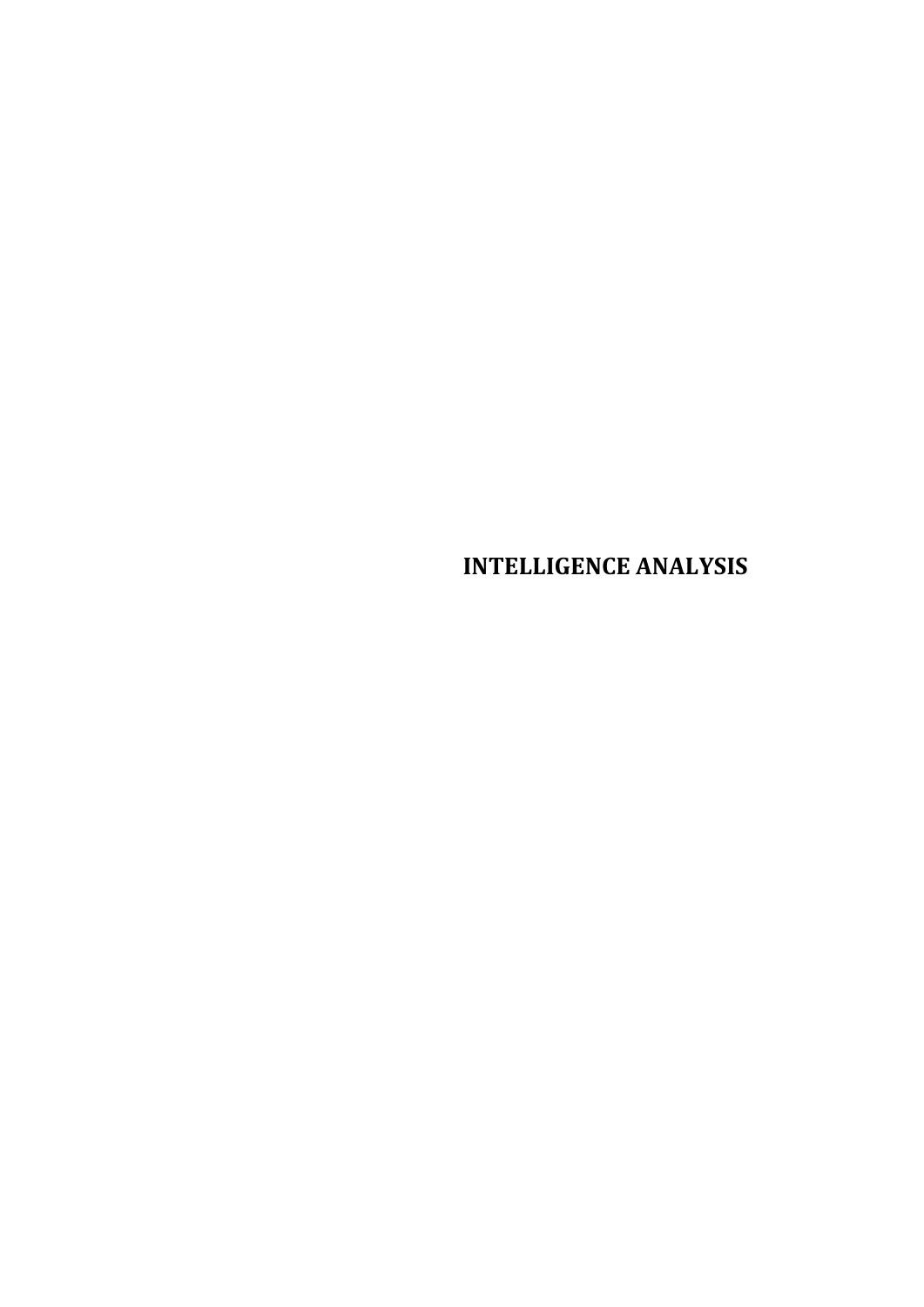# INTELLIGENCE ANALYSIS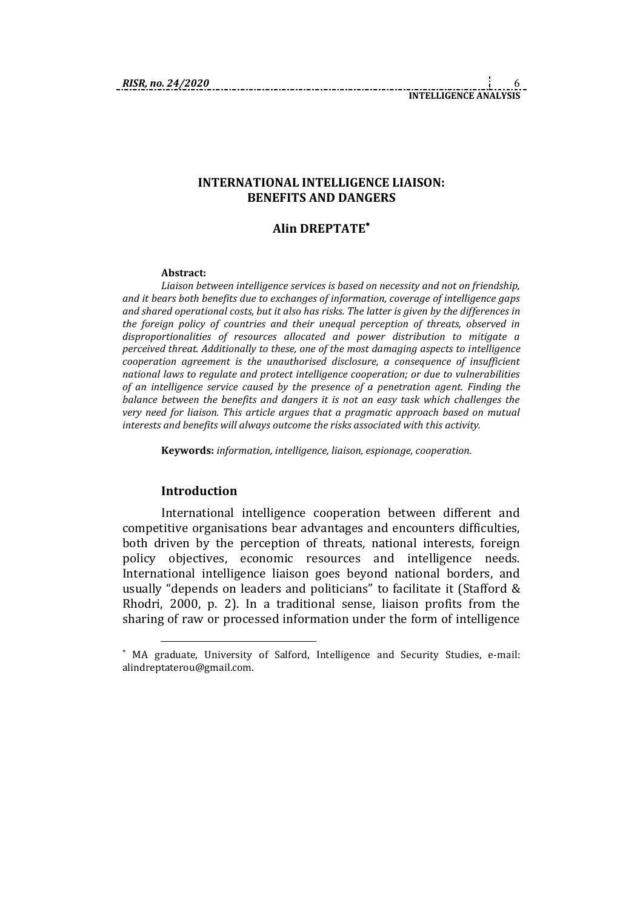# INTERNATIONAL INTELLIGENCE LIAISON: BENEFITS AND DANGERS

## Alin DREPTATE*

**Abstract:**

*Liaison between intelligence services is based on necessity and not on friendship, and it bears both benefits due to exchanges of information, coverage of intelligence gaps and shared operational costs, but it also has risks. The latter is given by the differences in the foreign policy of countries and their unequal perception of threats, observed in disproportionalities of resources allocated and power distribution to mitigate a perceived threat. Additionally to these, one of the most damaging aspects to intelligence cooperation agreement is the unauthorised disclosure, a consequence of insufficient national laws to regulate and protect intelligence cooperation; or due to vulnerabilities of an intelligence service caused by the presence of a penetration agent. Finding the balance between the benefits and dangers it is not an easy task which challenges the very need for liaison. This article argues that a pragmatic approach based on mutual interests and benefits will always outcome the risks associated with this activity.*

**Keywords:** *information, intelligence, liaison, espionage, cooperation.*

### Introduction

International intelligence cooperation between different and competitive organisations bear advantages and encounters difficulties, both driven by the perception of threats, national interests, foreign policy objectives, economic resources and intelligence needs. International intelligence liaison goes beyond national borders, and usually "depends on leaders and politicians" to facilitate it (Stafford & Rhodri, 2000, p. 2). In a traditional sense, liaison profits from the sharing of raw or processed information under the form of intelligence

---

* MA graduate, University of Salford, Intelligence and Security Studies, e-mail: alindreptaterou@gmail.com.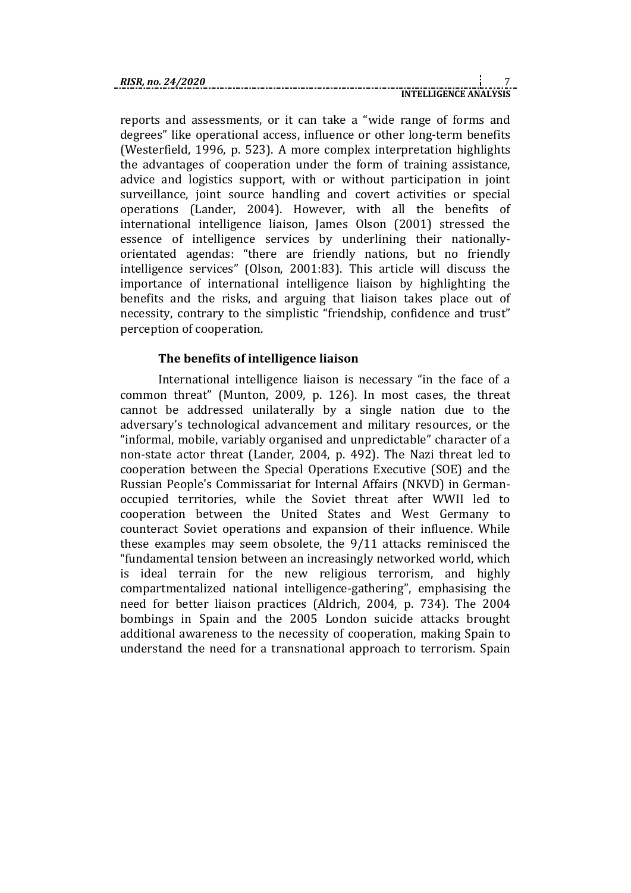reports and assessments, or it can take a "wide range of forms and degrees" like operational access, influence or other long-term benefits (Westerfield, 1996, p. 523). A more complex interpretation highlights the advantages of cooperation under the form of training assistance, advice and logistics support, with or without participation in joint surveillance, joint source handling and covert activities or special operations (Lander, 2004). However, with all the benefits of international intelligence liaison, James Olson (2001) stressed the essence of intelligence services by underlining their nationally-orientated agendas: "there are friendly nations, but no friendly intelligence services" (Olson, 2001:83). This article will discuss the importance of international intelligence liaison by highlighting the benefits and the risks, and arguing that liaison takes place out of necessity, contrary to the simplistic "friendship, confidence and trust" perception of cooperation.

## The benefits of intelligence liaison

International intelligence liaison is necessary "in the face of a common threat" (Munton, 2009, p. 126). In most cases, the threat cannot be addressed unilaterally by a single nation due to the adversary's technological advancement and military resources, or the "informal, mobile, variably organised and unpredictable" character of a non-state actor threat (Lander, 2004, p. 492). The Nazi threat led to cooperation between the Special Operations Executive (SOE) and the Russian People's Commissariat for Internal Affairs (NKVD) in German-occupied territories, while the Soviet threat after WWII led to cooperation between the United States and West Germany to counteract Soviet operations and expansion of their influence. While these examples may seem obsolete, the 9/11 attacks reminisced the "fundamental tension between an increasingly networked world, which is ideal terrain for the new religious terrorism, and highly compartmentalized national intelligence-gathering", emphasising the need for better liaison practices (Aldrich, 2004, p. 734). The 2004 bombings in Spain and the 2005 London suicide attacks brought additional awareness to the necessity of cooperation, making Spain to understand the need for a transnational approach to terrorism. Spain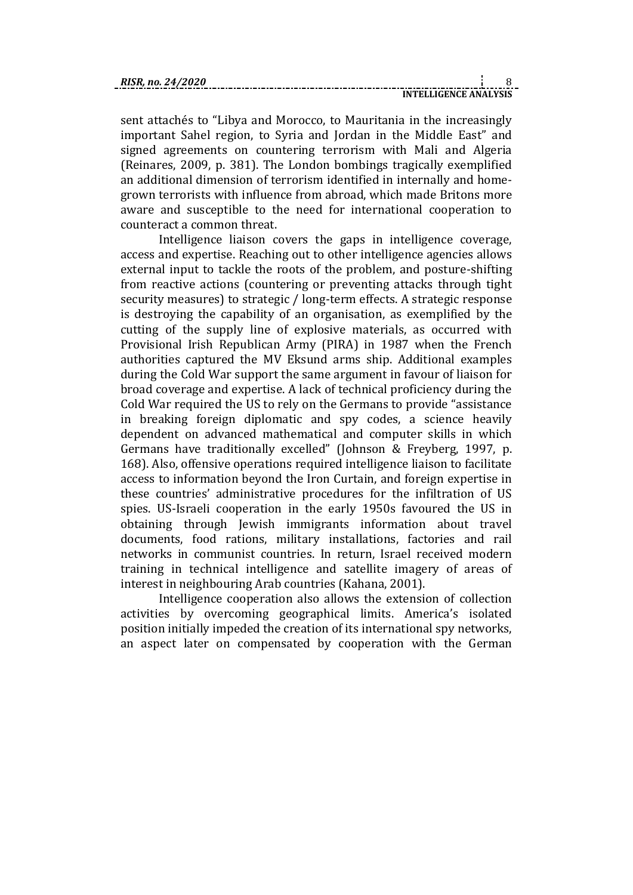sent attachés to "Libya and Morocco, to Mauritania in the increasingly important Sahel region, to Syria and Jordan in the Middle East" and signed agreements on countering terrorism with Mali and Algeria (Reinares, 2009, p. 381). The London bombings tragically exemplified an additional dimension of terrorism identified in internally and home-grown terrorists with influence from abroad, which made Britons more aware and susceptible to the need for international cooperation to counteract a common threat.

Intelligence liaison covers the gaps in intelligence coverage, access and expertise. Reaching out to other intelligence agencies allows external input to tackle the roots of the problem, and posture-shifting from reactive actions (countering or preventing attacks through tight security measures) to strategic / long-term effects. A strategic response is destroying the capability of an organisation, as exemplified by the cutting of the supply line of explosive materials, as occurred with Provisional Irish Republican Army (PIRA) in 1987 when the French authorities captured the MV Eksund arms ship. Additional examples during the Cold War support the same argument in favour of liaison for broad coverage and expertise. A lack of technical proficiency during the Cold War required the US to rely on the Germans to provide "assistance in breaking foreign diplomatic and spy codes, a science heavily dependent on advanced mathematical and computer skills in which Germans have traditionally excelled" (Johnson & Freyberg, 1997, p. 168). Also, offensive operations required intelligence liaison to facilitate access to information beyond the Iron Curtain, and foreign expertise in these countries' administrative procedures for the infiltration of US spies. US-Israeli cooperation in the early 1950s favoured the US in obtaining through Jewish immigrants information about travel documents, food rations, military installations, factories and rail networks in communist countries. In return, Israel received modern training in technical intelligence and satellite imagery of areas of interest in neighbouring Arab countries (Kahana, 2001).

Intelligence cooperation also allows the extension of collection activities by overcoming geographical limits. America's isolated position initially impeded the creation of its international spy networks, an aspect later on compensated by cooperation with the German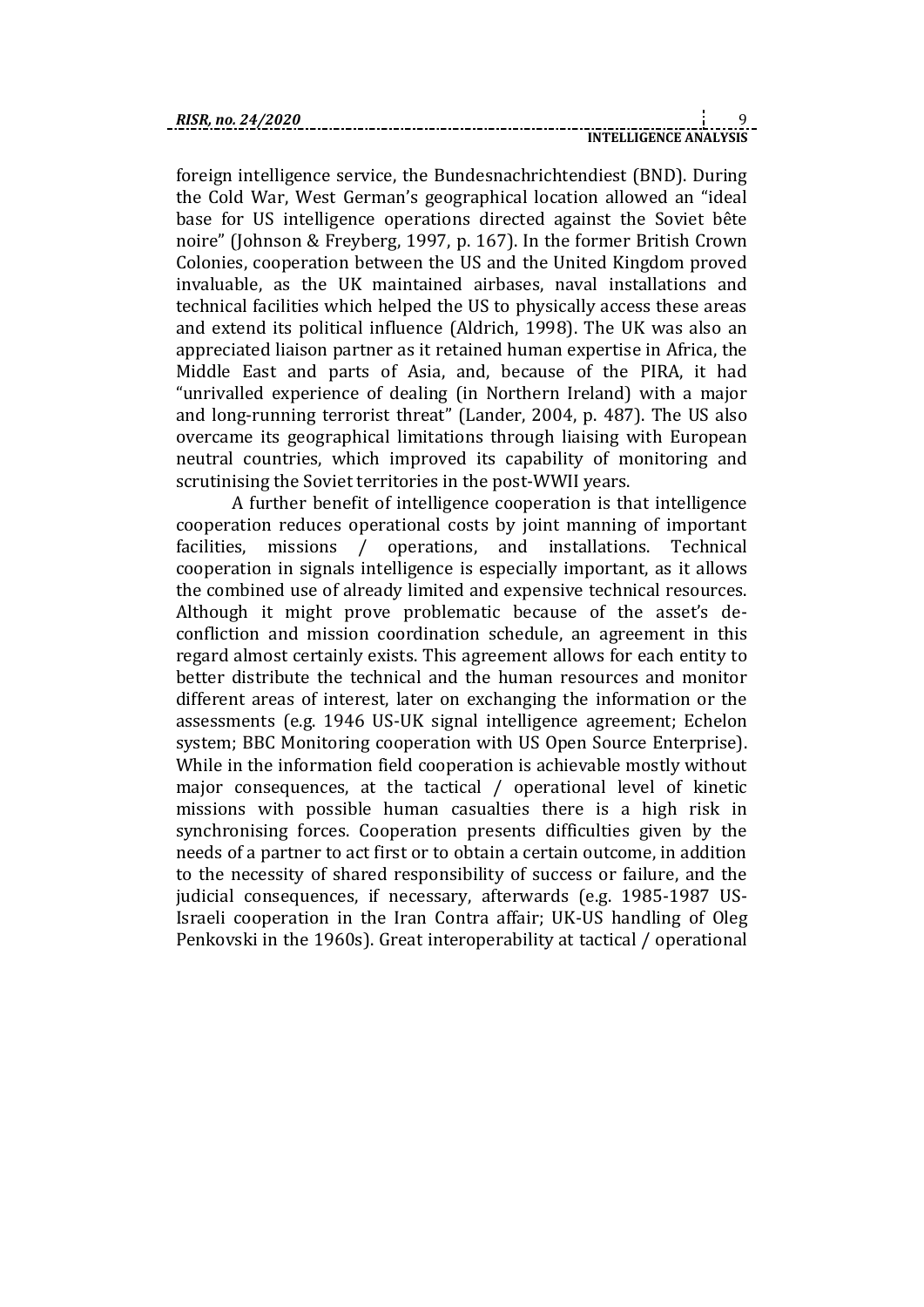foreign intelligence service, the Bundesnachrichtendiest (BND). During the Cold War, West German's geographical location allowed an "ideal base for US intelligence operations directed against the Soviet bête noire" (Johnson & Freyberg, 1997, p. 167). In the former British Crown Colonies, cooperation between the US and the United Kingdom proved invaluable, as the UK maintained airbases, naval installations and technical facilities which helped the US to physically access these areas and extend its political influence (Aldrich, 1998). The UK was also an appreciated liaison partner as it retained human expertise in Africa, the Middle East and parts of Asia, and, because of the PIRA, it had "unrivalled experience of dealing (in Northern Ireland) with a major and long-running terrorist threat" (Lander, 2004, p. 487). The US also overcame its geographical limitations through liaising with European neutral countries, which improved its capability of monitoring and scrutinising the Soviet territories in the post-WWII years.

A further benefit of intelligence cooperation is that intelligence cooperation reduces operational costs by joint manning of important facilities, missions / operations, and installations. Technical cooperation in signals intelligence is especially important, as it allows the combined use of already limited and expensive technical resources. Although it might prove problematic because of the asset's de-confliction and mission coordination schedule, an agreement in this regard almost certainly exists. This agreement allows for each entity to better distribute the technical and the human resources and monitor different areas of interest, later on exchanging the information or the assessments (e.g. 1946 US-UK signal intelligence agreement; Echelon system; BBC Monitoring cooperation with US Open Source Enterprise). While in the information field cooperation is achievable mostly without major consequences, at the tactical / operational level of kinetic missions with possible human casualties there is a high risk in synchronising forces. Cooperation presents difficulties given by the needs of a partner to act first or to obtain a certain outcome, in addition to the necessity of shared responsibility of success or failure, and the judicial consequences, if necessary, afterwards (e.g. 1985-1987 US-Israeli cooperation in the Iran Contra affair; UK-US handling of Oleg Penkovski in the 1960s). Great interoperability at tactical / operational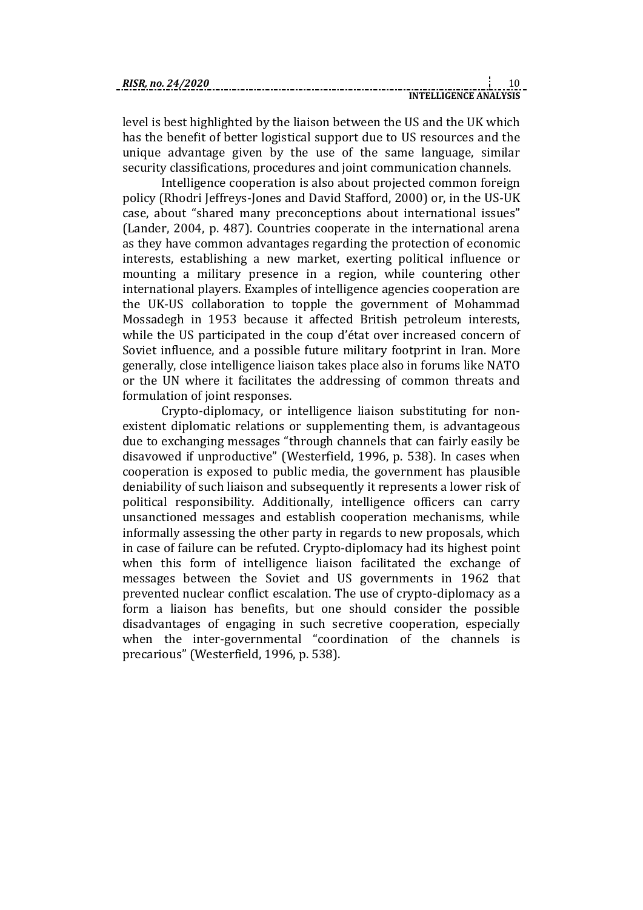level is best highlighted by the liaison between the US and the UK which has the benefit of better logistical support due to US resources and the unique advantage given by the use of the same language, similar security classifications, procedures and joint communication channels.

Intelligence cooperation is also about projected common foreign policy (Rhodri Jeffreys-Jones and David Stafford, 2000) or, in the US-UK case, about "shared many preconceptions about international issues" (Lander, 2004, p. 487). Countries cooperate in the international arena as they have common advantages regarding the protection of economic interests, establishing a new market, exerting political influence or mounting a military presence in a region, while countering other international players. Examples of intelligence agencies cooperation are the UK-US collaboration to topple the government of Mohammad Mossadegh in 1953 because it affected British petroleum interests, while the US participated in the coup d'état over increased concern of Soviet influence, and a possible future military footprint in Iran. More generally, close intelligence liaison takes place also in forums like NATO or the UN where it facilitates the addressing of common threats and formulation of joint responses.

Crypto-diplomacy, or intelligence liaison substituting for non-existent diplomatic relations or supplementing them, is advantageous due to exchanging messages "through channels that can fairly easily be disavowed if unproductive" (Westerfield, 1996, p. 538). In cases when cooperation is exposed to public media, the government has plausible deniability of such liaison and subsequently it represents a lower risk of political responsibility. Additionally, intelligence officers can carry unsanctioned messages and establish cooperation mechanisms, while informally assessing the other party in regards to new proposals, which in case of failure can be refuted. Crypto-diplomacy had its highest point when this form of intelligence liaison facilitated the exchange of messages between the Soviet and US governments in 1962 that prevented nuclear conflict escalation. The use of crypto-diplomacy as a form a liaison has benefits, but one should consider the possible disadvantages of engaging in such secretive cooperation, especially when the inter-governmental "coordination of the channels is precarious" (Westerfield, 1996, p. 538).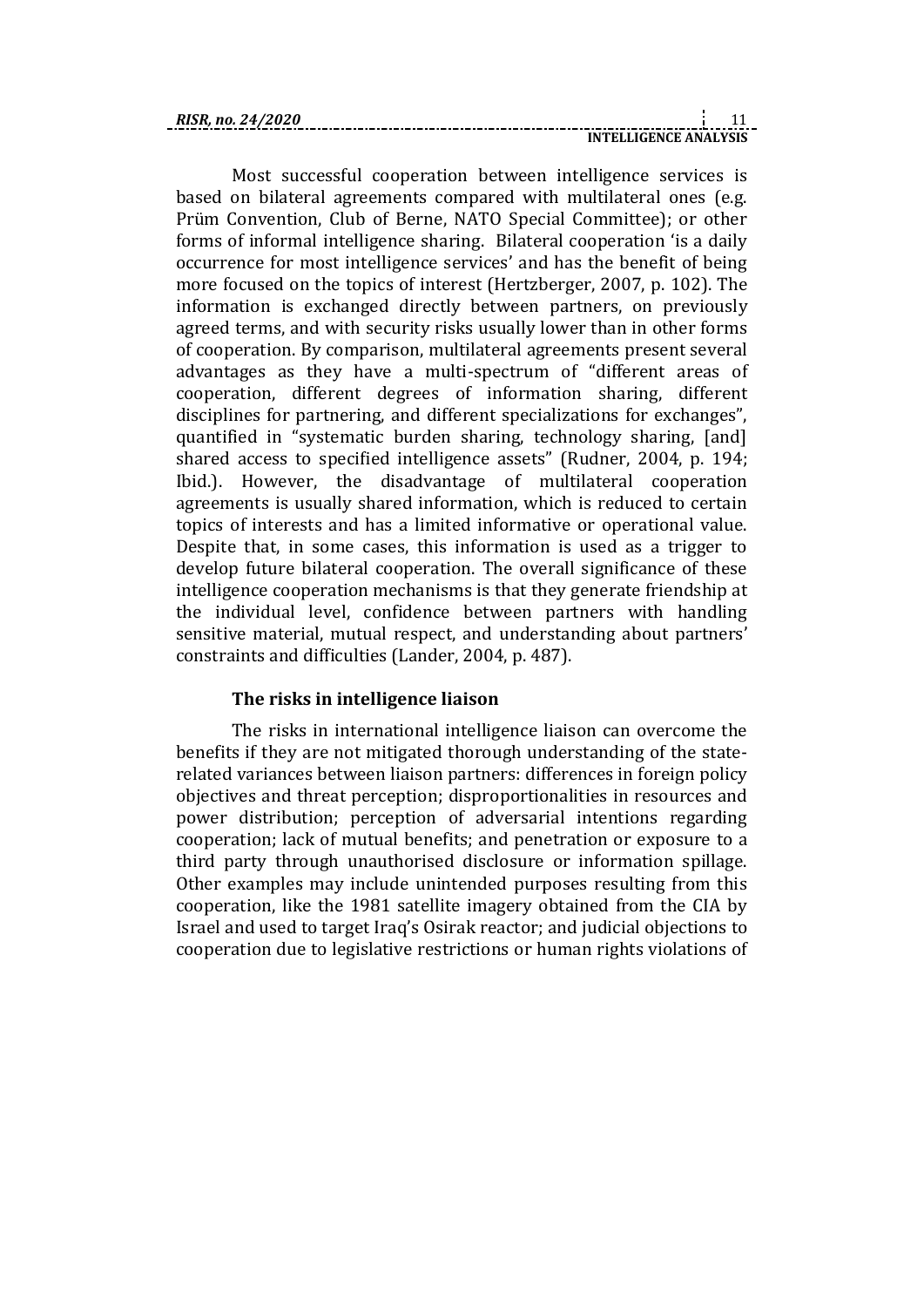Most successful cooperation between intelligence services is based on bilateral agreements compared with multilateral ones (e.g. Prüm Convention, Club of Berne, NATO Special Committee); or other forms of informal intelligence sharing. Bilateral cooperation 'is a daily occurrence for most intelligence services' and has the benefit of being more focused on the topics of interest (Hertzberger, 2007, p. 102). The information is exchanged directly between partners, on previously agreed terms, and with security risks usually lower than in other forms of cooperation. By comparison, multilateral agreements present several advantages as they have a multi-spectrum of "different areas of cooperation, different degrees of information sharing, different disciplines for partnering, and different specializations for exchanges", quantified in "systematic burden sharing, technology sharing, [and] shared access to specified intelligence assets" (Rudner, 2004, p. 194; Ibid.). However, the disadvantage of multilateral cooperation agreements is usually shared information, which is reduced to certain topics of interests and has a limited informative or operational value. Despite that, in some cases, this information is used as a trigger to develop future bilateral cooperation. The overall significance of these intelligence cooperation mechanisms is that they generate friendship at the individual level, confidence between partners with handling sensitive material, mutual respect, and understanding about partners' constraints and difficulties (Lander, 2004, p. 487).

## The risks in intelligence liaison

The risks in international intelligence liaison can overcome the benefits if they are not mitigated thorough understanding of the state-related variances between liaison partners: differences in foreign policy objectives and threat perception; disproportionalities in resources and power distribution; perception of adversarial intentions regarding cooperation; lack of mutual benefits; and penetration or exposure to a third party through unauthorised disclosure or information spillage. Other examples may include unintended purposes resulting from this cooperation, like the 1981 satellite imagery obtained from the CIA by Israel and used to target Iraq's Osirak reactor; and judicial objections to cooperation due to legislative restrictions or human rights violations of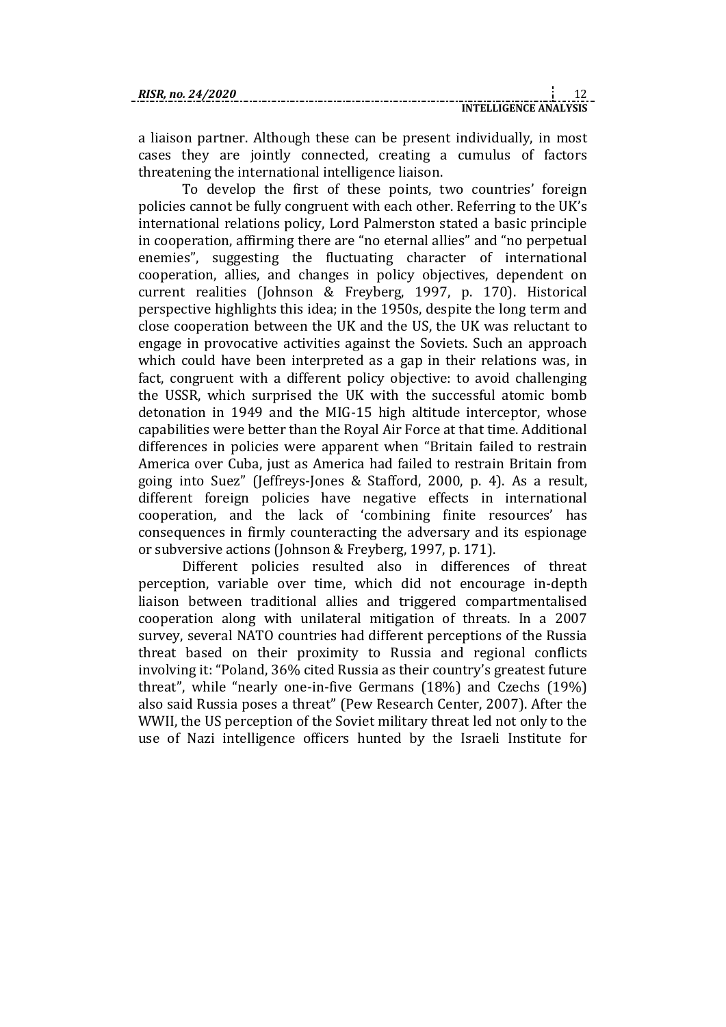a liaison partner. Although these can be present individually, in most cases they are jointly connected, creating a cumulus of factors threatening the international intelligence liaison.

To develop the first of these points, two countries' foreign policies cannot be fully congruent with each other. Referring to the UK's international relations policy, Lord Palmerston stated a basic principle in cooperation, affirming there are "no eternal allies" and "no perpetual enemies", suggesting the fluctuating character of international cooperation, allies, and changes in policy objectives, dependent on current realities (Johnson & Freyberg, 1997, p. 170). Historical perspective highlights this idea; in the 1950s, despite the long term and close cooperation between the UK and the US, the UK was reluctant to engage in provocative activities against the Soviets. Such an approach which could have been interpreted as a gap in their relations was, in fact, congruent with a different policy objective: to avoid challenging the USSR, which surprised the UK with the successful atomic bomb detonation in 1949 and the MIG-15 high altitude interceptor, whose capabilities were better than the Royal Air Force at that time. Additional differences in policies were apparent when "Britain failed to restrain America over Cuba, just as America had failed to restrain Britain from going into Suez" (Jeffreys-Jones & Stafford, 2000, p. 4). As a result, different foreign policies have negative effects in international cooperation, and the lack of 'combining finite resources' has consequences in firmly counteracting the adversary and its espionage or subversive actions (Johnson & Freyberg, 1997, p. 171).

Different policies resulted also in differences of threat perception, variable over time, which did not encourage in-depth liaison between traditional allies and triggered compartmentalised cooperation along with unilateral mitigation of threats. In a 2007 survey, several NATO countries had different perceptions of the Russia threat based on their proximity to Russia and regional conflicts involving it: "Poland, 36% cited Russia as their country's greatest future threat", while "nearly one-in-five Germans (18%) and Czechs (19%) also said Russia poses a threat" (Pew Research Center, 2007). After the WWII, the US perception of the Soviet military threat led not only to the use of Nazi intelligence officers hunted by the Israeli Institute for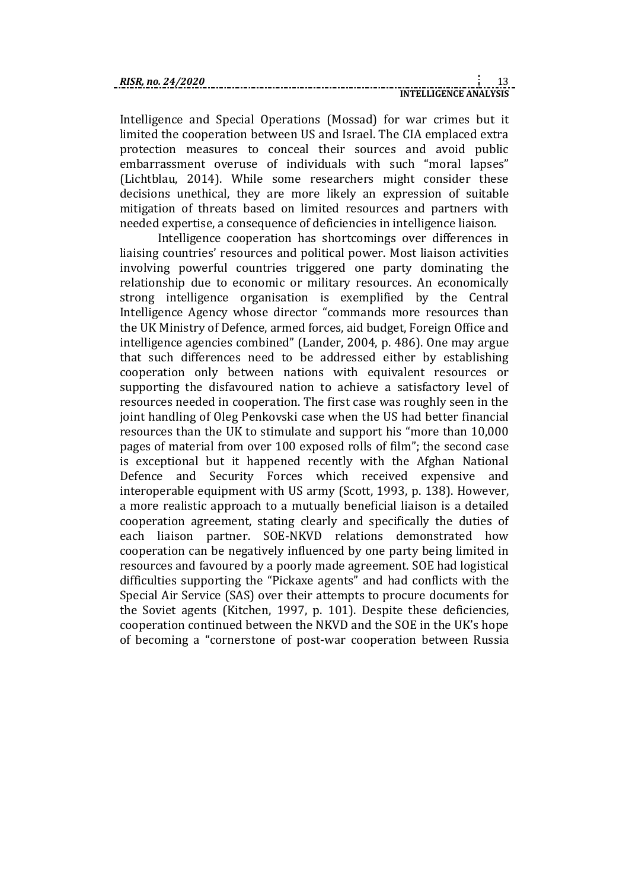Intelligence and Special Operations (Mossad) for war crimes but it limited the cooperation between US and Israel. The CIA emplaced extra protection measures to conceal their sources and avoid public embarrassment overuse of individuals with such "moral lapses" (Lichtblau, 2014). While some researchers might consider these decisions unethical, they are more likely an expression of suitable mitigation of threats based on limited resources and partners with needed expertise, a consequence of deficiencies in intelligence liaison.

Intelligence cooperation has shortcomings over differences in liaising countries' resources and political power. Most liaison activities involving powerful countries triggered one party dominating the relationship due to economic or military resources. An economically strong intelligence organisation is exemplified by the Central Intelligence Agency whose director "commands more resources than the UK Ministry of Defence, armed forces, aid budget, Foreign Office and intelligence agencies combined" (Lander, 2004, p. 486). One may argue that such differences need to be addressed either by establishing cooperation only between nations with equivalent resources or supporting the disfavoured nation to achieve a satisfactory level of resources needed in cooperation. The first case was roughly seen in the joint handling of Oleg Penkovski case when the US had better financial resources than the UK to stimulate and support his "more than 10,000 pages of material from over 100 exposed rolls of film"; the second case is exceptional but it happened recently with the Afghan National Defence and Security Forces which received expensive and interoperable equipment with US army (Scott, 1993, p. 138). However, a more realistic approach to a mutually beneficial liaison is a detailed cooperation agreement, stating clearly and specifically the duties of each liaison partner. SOE-NKVD relations demonstrated how cooperation can be negatively influenced by one party being limited in resources and favoured by a poorly made agreement. SOE had logistical difficulties supporting the "Pickaxe agents" and had conflicts with the Special Air Service (SAS) over their attempts to procure documents for the Soviet agents (Kitchen, 1997, p. 101). Despite these deficiencies, cooperation continued between the NKVD and the SOE in the UK's hope of becoming a "cornerstone of post-war cooperation between Russia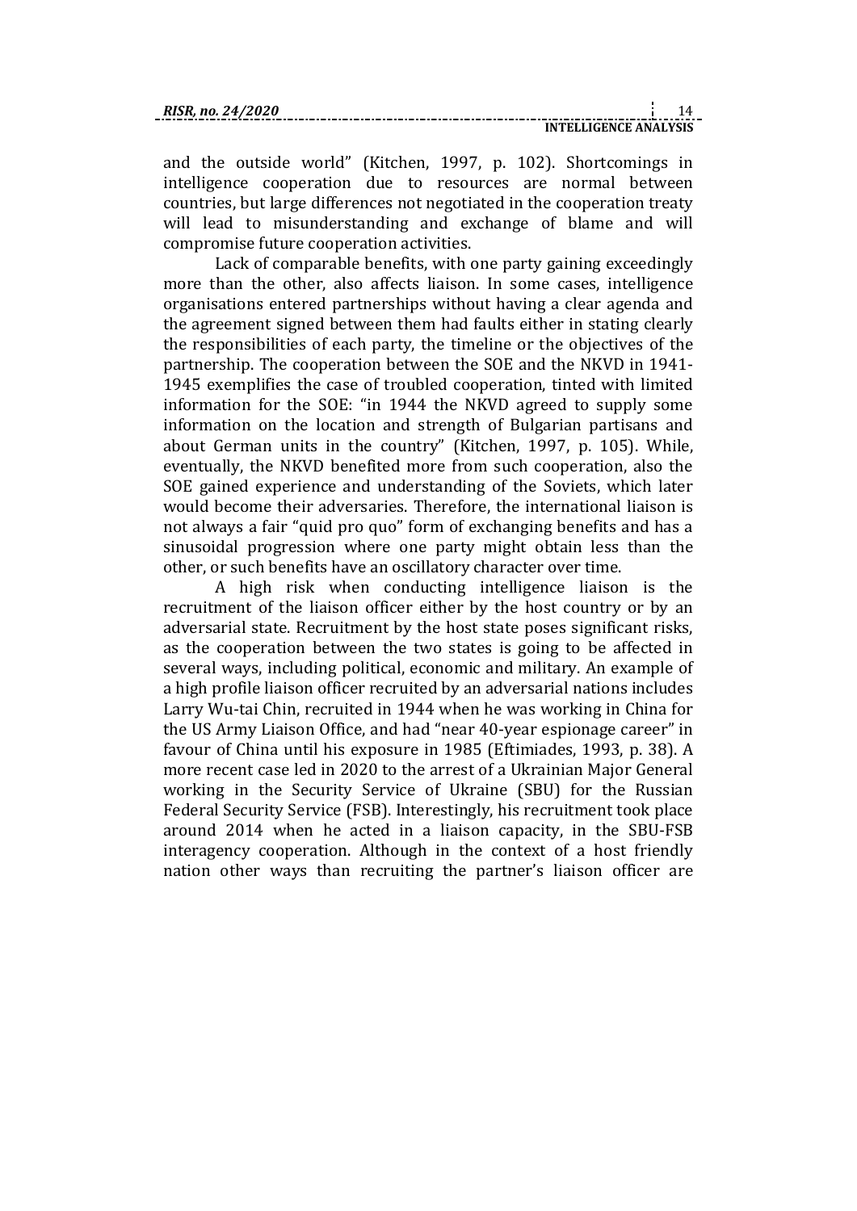and the outside world" (Kitchen, 1997, p. 102). Shortcomings in intelligence cooperation due to resources are normal between countries, but large differences not negotiated in the cooperation treaty will lead to misunderstanding and exchange of blame and will compromise future cooperation activities.

Lack of comparable benefits, with one party gaining exceedingly more than the other, also affects liaison. In some cases, intelligence organisations entered partnerships without having a clear agenda and the agreement signed between them had faults either in stating clearly the responsibilities of each party, the timeline or the objectives of the partnership. The cooperation between the SOE and the NKVD in 1941-1945 exemplifies the case of troubled cooperation, tinted with limited information for the SOE: "in 1944 the NKVD agreed to supply some information on the location and strength of Bulgarian partisans and about German units in the country" (Kitchen, 1997, p. 105). While, eventually, the NKVD benefited more from such cooperation, also the SOE gained experience and understanding of the Soviets, which later would become their adversaries. Therefore, the international liaison is not always a fair "quid pro quo" form of exchanging benefits and has a sinusoidal progression where one party might obtain less than the other, or such benefits have an oscillatory character over time.

A high risk when conducting intelligence liaison is the recruitment of the liaison officer either by the host country or by an adversarial state. Recruitment by the host state poses significant risks, as the cooperation between the two states is going to be affected in several ways, including political, economic and military. An example of a high profile liaison officer recruited by an adversarial nations includes Larry Wu-tai Chin, recruited in 1944 when he was working in China for the US Army Liaison Office, and had "near 40-year espionage career" in favour of China until his exposure in 1985 (Eftimiades, 1993, p. 38). A more recent case led in 2020 to the arrest of a Ukrainian Major General working in the Security Service of Ukraine (SBU) for the Russian Federal Security Service (FSB). Interestingly, his recruitment took place around 2014 when he acted in a liaison capacity, in the SBU-FSB interagency cooperation. Although in the context of a host friendly nation other ways than recruiting the partner's liaison officer are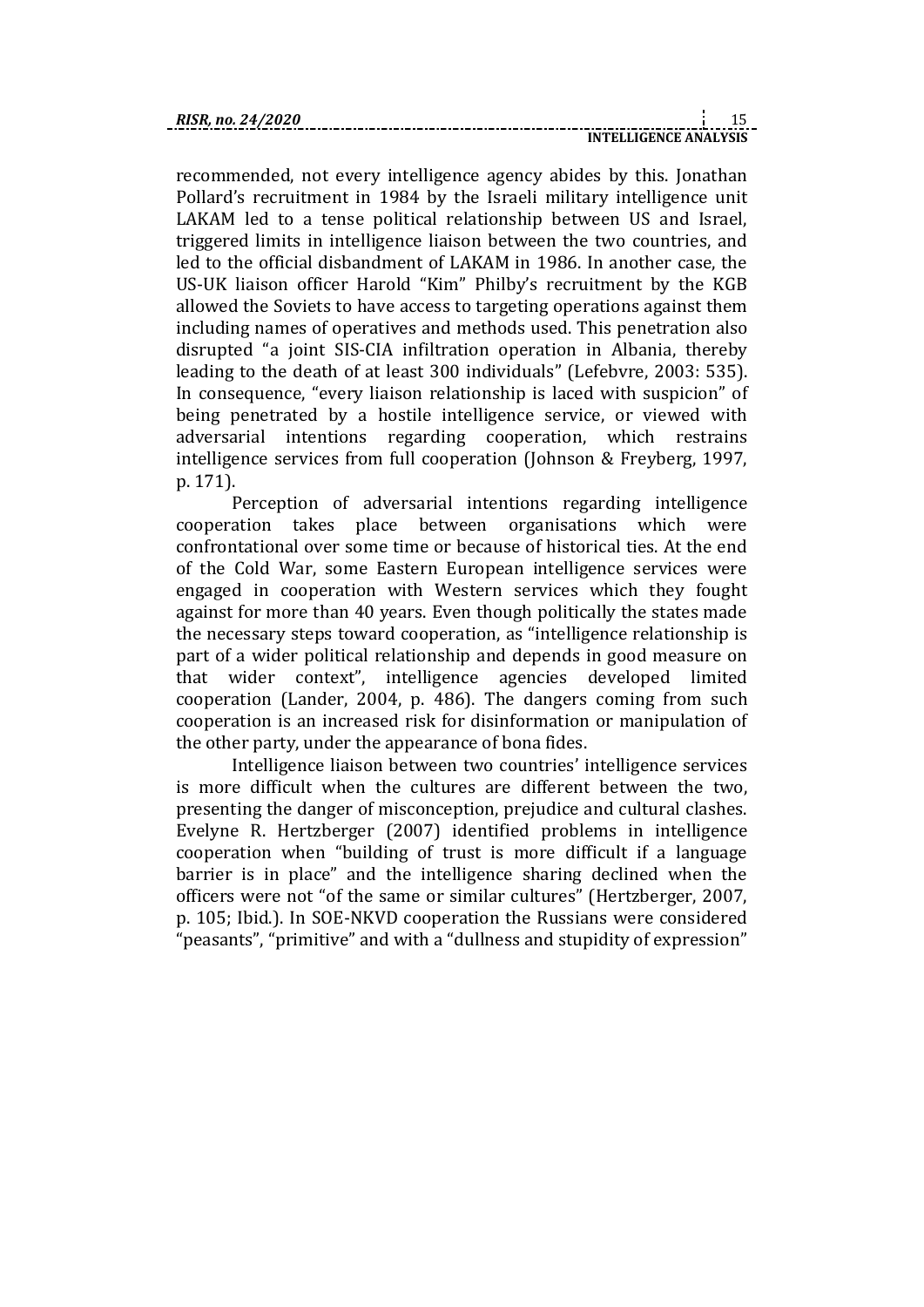recommended, not every intelligence agency abides by this. Jonathan Pollard's recruitment in 1984 by the Israeli military intelligence unit LAKAM led to a tense political relationship between US and Israel, triggered limits in intelligence liaison between the two countries, and led to the official disbandment of LAKAM in 1986. In another case, the US-UK liaison officer Harold "Kim" Philby's recruitment by the KGB allowed the Soviets to have access to targeting operations against them including names of operatives and methods used. This penetration also disrupted "a joint SIS-CIA infiltration operation in Albania, thereby leading to the death of at least 300 individuals" (Lefebvre, 2003: 535). In consequence, "every liaison relationship is laced with suspicion" of being penetrated by a hostile intelligence service, or viewed with adversarial intentions regarding cooperation, which restrains intelligence services from full cooperation (Johnson & Freyberg, 1997, p. 171).

Perception of adversarial intentions regarding intelligence cooperation takes place between organisations which were confrontational over some time or because of historical ties. At the end of the Cold War, some Eastern European intelligence services were engaged in cooperation with Western services which they fought against for more than 40 years. Even though politically the states made the necessary steps toward cooperation, as "intelligence relationship is part of a wider political relationship and depends in good measure on that wider context", intelligence agencies developed limited cooperation (Lander, 2004, p. 486). The dangers coming from such cooperation is an increased risk for disinformation or manipulation of the other party, under the appearance of bona fides.

Intelligence liaison between two countries' intelligence services is more difficult when the cultures are different between the two, presenting the danger of misconception, prejudice and cultural clashes. Evelyne R. Hertzberger (2007) identified problems in intelligence cooperation when "building of trust is more difficult if a language barrier is in place" and the intelligence sharing declined when the officers were not "of the same or similar cultures" (Hertzberger, 2007, p. 105; Ibid.). In SOE-NKVD cooperation the Russians were considered "peasants", "primitive" and with a "dullness and stupidity of expression"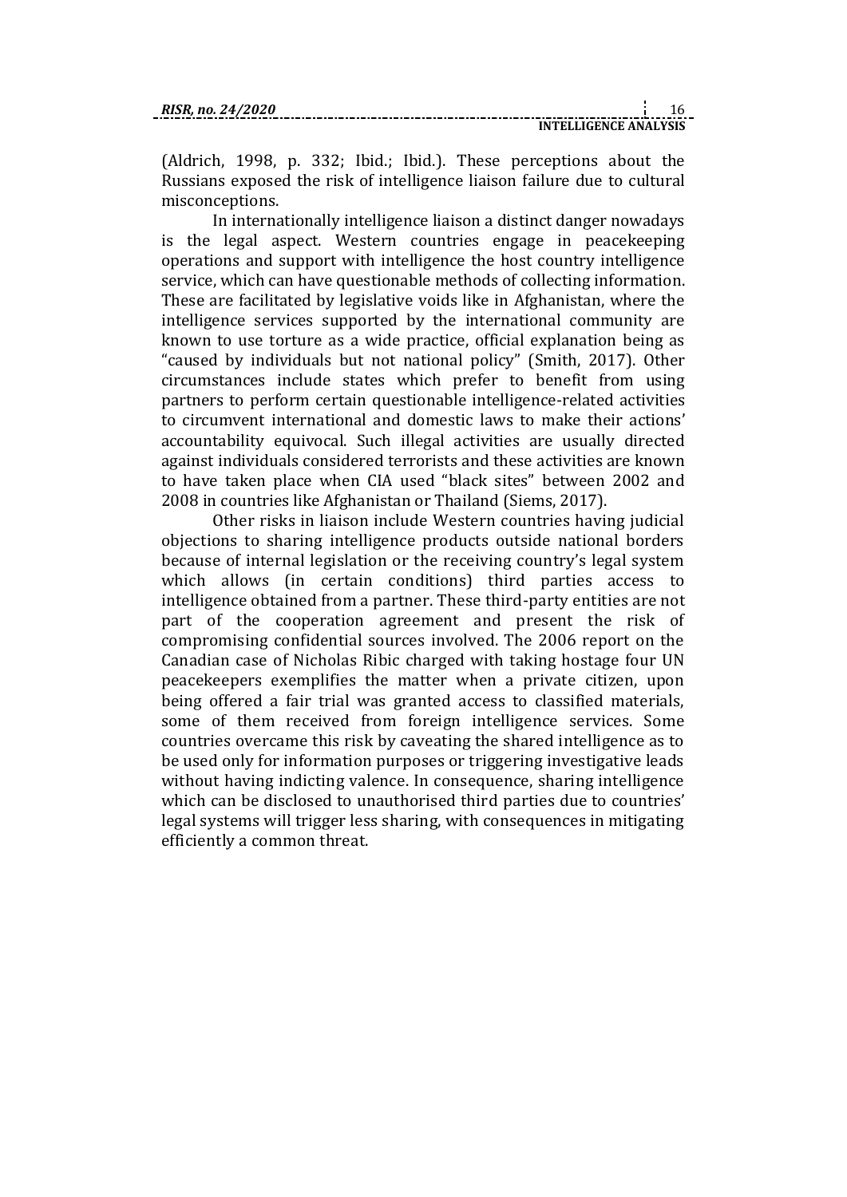(Aldrich, 1998, p. 332; Ibid.; Ibid.). These perceptions about the Russians exposed the risk of intelligence liaison failure due to cultural misconceptions.

In internationally intelligence liaison a distinct danger nowadays is the legal aspect. Western countries engage in peacekeeping operations and support with intelligence the host country intelligence service, which can have questionable methods of collecting information. These are facilitated by legislative voids like in Afghanistan, where the intelligence services supported by the international community are known to use torture as a wide practice, official explanation being as "caused by individuals but not national policy" (Smith, 2017). Other circumstances include states which prefer to benefit from using partners to perform certain questionable intelligence-related activities to circumvent international and domestic laws to make their actions' accountability equivocal. Such illegal activities are usually directed against individuals considered terrorists and these activities are known to have taken place when CIA used "black sites" between 2002 and 2008 in countries like Afghanistan or Thailand (Siems, 2017).

Other risks in liaison include Western countries having judicial objections to sharing intelligence products outside national borders because of internal legislation or the receiving country's legal system which allows (in certain conditions) third parties access to intelligence obtained from a partner. These third-party entities are not part of the cooperation agreement and present the risk of compromising confidential sources involved. The 2006 report on the Canadian case of Nicholas Ribic charged with taking hostage four UN peacekeepers exemplifies the matter when a private citizen, upon being offered a fair trial was granted access to classified materials, some of them received from foreign intelligence services. Some countries overcame this risk by caveating the shared intelligence as to be used only for information purposes or triggering investigative leads without having indicting valence. In consequence, sharing intelligence which can be disclosed to unauthorised third parties due to countries' legal systems will trigger less sharing, with consequences in mitigating efficiently a common threat.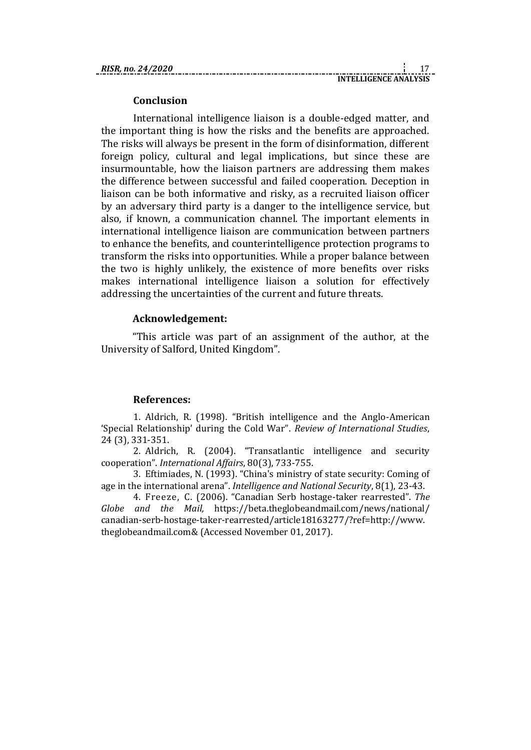## Conclusion

International intelligence liaison is a double-edged matter, and the important thing is how the risks and the benefits are approached. The risks will always be present in the form of disinformation, different foreign policy, cultural and legal implications, but since these are insurmountable, how the liaison partners are addressing them makes the difference between successful and failed cooperation. Deception in liaison can be both informative and risky, as a recruited liaison officer by an adversary third party is a danger to the intelligence service, but also, if known, a communication channel. The important elements in international intelligence liaison are communication between partners to enhance the benefits, and counterintelligence protection programs to transform the risks into opportunities. While a proper balance between the two is highly unlikely, the existence of more benefits over risks makes international intelligence liaison a solution for effectively addressing the uncertainties of the current and future threats.

## Acknowledgement:

"This article was part of an assignment of the author, at the University of Salford, United Kingdom".

## References:

1. Aldrich, R. (1998). "British intelligence and the Anglo-American 'Special Relationship' during the Cold War". *Review of International Studies*, 24 (3), 331-351.

2. Aldrich, R. (2004). "Transatlantic intelligence and security cooperation". *International Affairs*, 80(3), 733-755.

3. Eftimiades, N. (1993). "China's ministry of state security: Coming of age in the international arena". *Intelligence and National Security*, 8(1), 23-43.

4. Freeze, C. (2006). "Canadian Serb hostage-taker rearrested". *The Globe and the Mail,* https://beta.theglobeandmail.com/news/national/canadian-serb-hostage-taker-rearrested/article18163277/?ref=http://www.theglobeandmail.com& (Accessed November 01, 2017).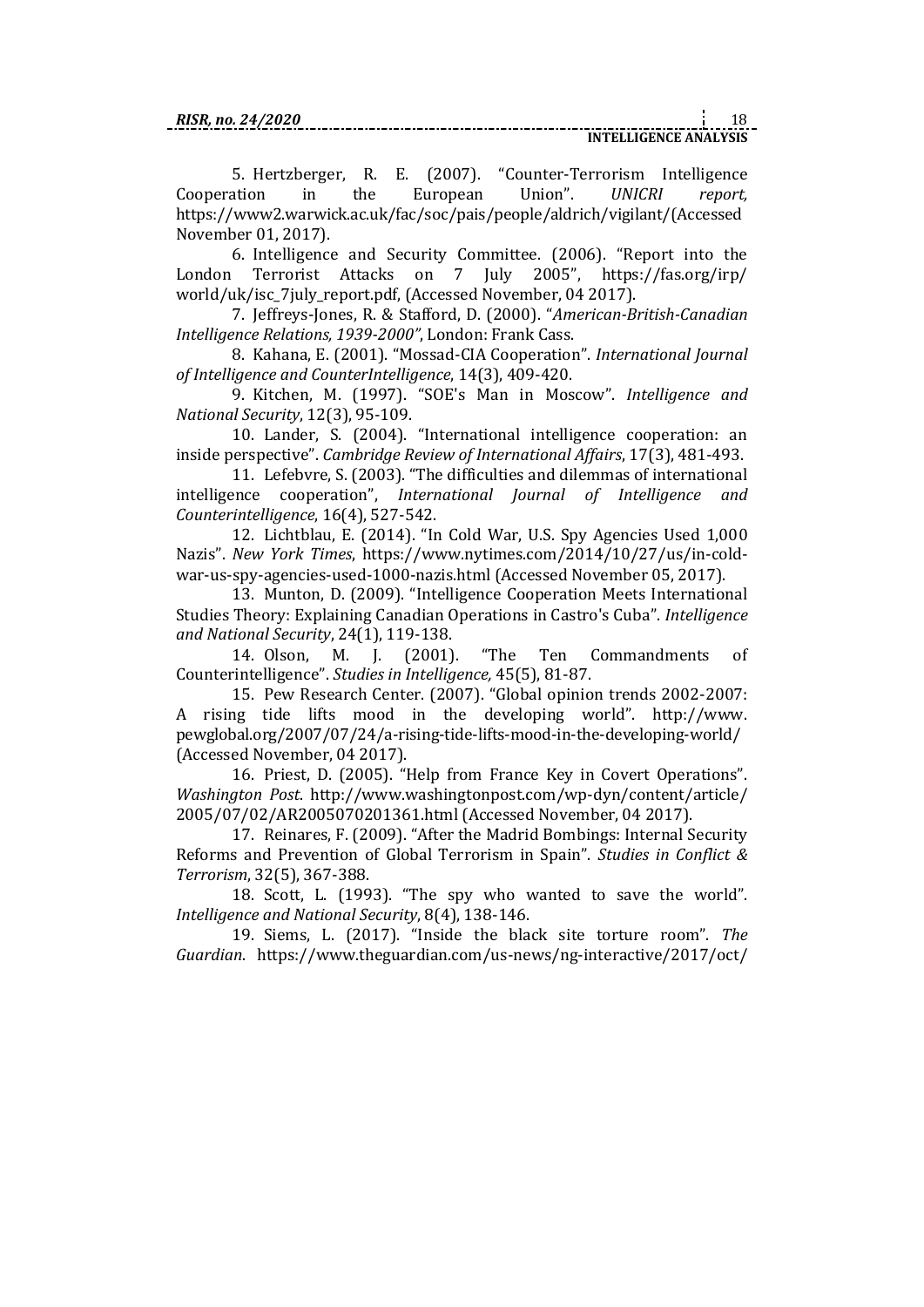5. Hertzberger, R. E. (2007). "Counter-Terrorism Intelligence Cooperation in the European Union". *UNICRI report,* https://www2.warwick.ac.uk/fac/soc/pais/people/aldrich/vigilant/(Accessed November 01, 2017).

6. Intelligence and Security Committee. (2006). "Report into the London Terrorist Attacks on 7 July 2005", https://fas.org/irp/world/uk/isc_7july_report.pdf, (Accessed November, 04 2017).

7. Jeffreys-Jones, R. & Stafford, D. (2000). "*American-British-Canadian Intelligence Relations, 1939-2000"*, London: Frank Cass.

8. Kahana, E. (2001). "Mossad-CIA Cooperation". *International Journal of Intelligence and CounterIntelligence*, 14(3), 409-420.

9. Kitchen, M. (1997). "SOE's Man in Moscow". *Intelligence and National Security*, 12(3), 95-109.

10. Lander, S. (2004). "International intelligence cooperation: an inside perspective". *Cambridge Review of International Affairs*, 17(3), 481-493.

11. Lefebvre, S. (2003). "The difficulties and dilemmas of international intelligence cooperation", *International Journal of Intelligence and Counterintelligence*, 16(4), 527-542.

12. Lichtblau, E. (2014). "In Cold War, U.S. Spy Agencies Used 1,000 Nazis". *New York Times*, https://www.nytimes.com/2014/10/27/us/in-cold-war-us-spy-agencies-used-1000-nazis.html (Accessed November 05, 2017).

13. Munton, D. (2009). "Intelligence Cooperation Meets International Studies Theory: Explaining Canadian Operations in Castro's Cuba". *Intelligence and National Security*, 24(1), 119-138.

14. Olson, M. J. (2001). "The Ten Commandments of Counterintelligence". *Studies in Intelligence,* 45(5), 81-87.

15. Pew Research Center. (2007). "Global opinion trends 2002-2007: A rising tide lifts mood in the developing world". http://www.pewglobal.org/2007/07/24/a-rising-tide-lifts-mood-in-the-developing-world/ (Accessed November, 04 2017).

16. Priest, D. (2005). "Help from France Key in Covert Operations". *Washington Post*. http://www.washingtonpost.com/wp-dyn/content/article/2005/07/02/AR2005070201361.html (Accessed November, 04 2017).

17. Reinares, F. (2009). "After the Madrid Bombings: Internal Security Reforms and Prevention of Global Terrorism in Spain". *Studies in Conflict & Terrorism*, 32(5), 367-388.

18. Scott, L. (1993). "The spy who wanted to save the world". *Intelligence and National Security*, 8(4), 138-146.

19. Siems, L. (2017). "Inside the black site torture room". *The Guardian*. https://www.theguardian.com/us-news/ng-interactive/2017/oct/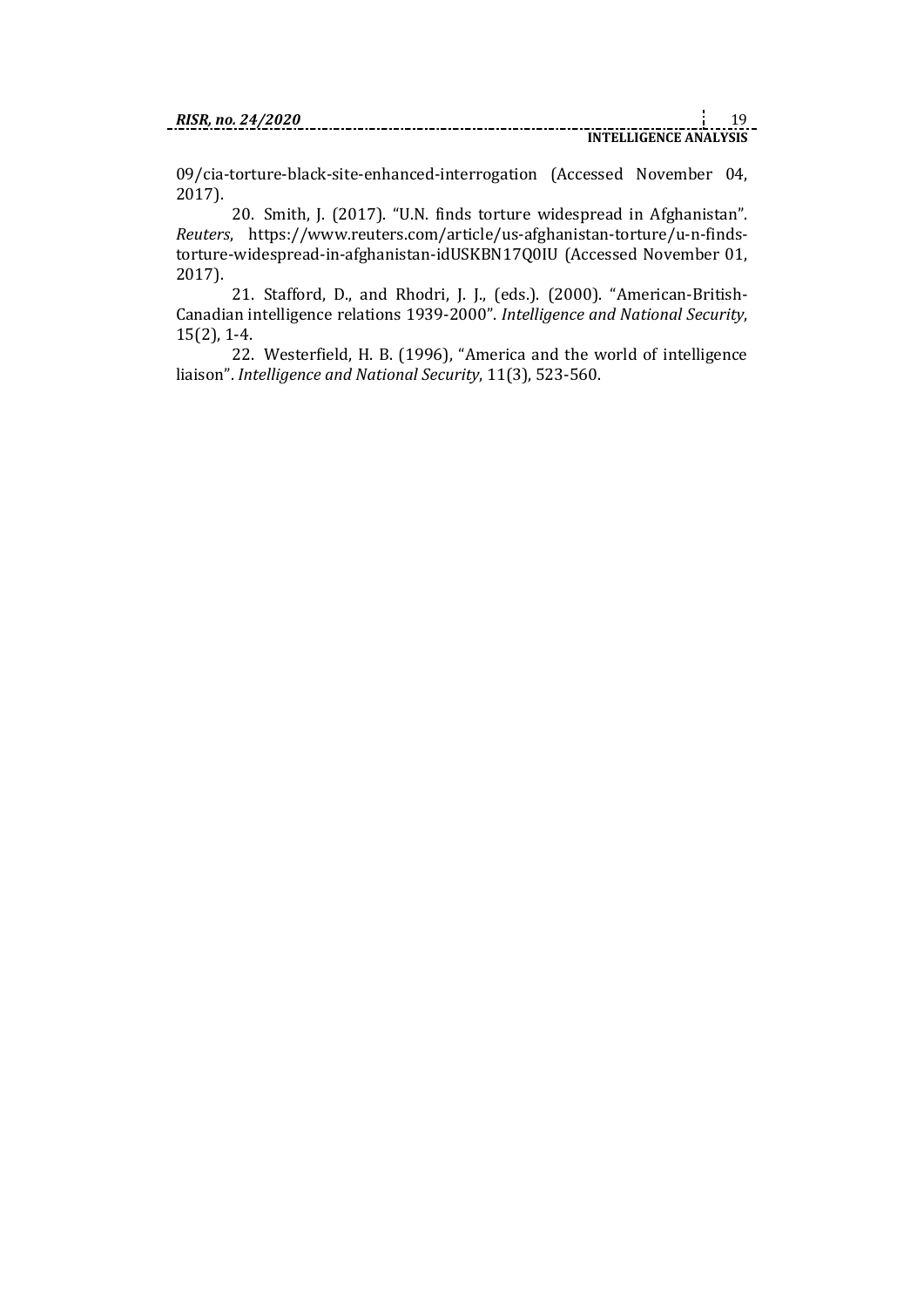09/cia-torture-black-site-enhanced-interrogation (Accessed November 04, 2017).

20. Smith, J. (2017). "U.N. finds torture widespread in Afghanistan". *Reuters*, https://www.reuters.com/article/us-afghanistan-torture/u-n-finds-torture-widespread-in-afghanistan-idUSKBN17Q0IU (Accessed November 01, 2017).

21. Stafford, D., and Rhodri, J. J., (eds.). (2000). "American-British-Canadian intelligence relations 1939-2000". *Intelligence and National Security*, 15(2), 1-4.

22. Westerfield, H. B. (1996), "America and the world of intelligence liaison". *Intelligence and National Security*, 11(3), 523-560.